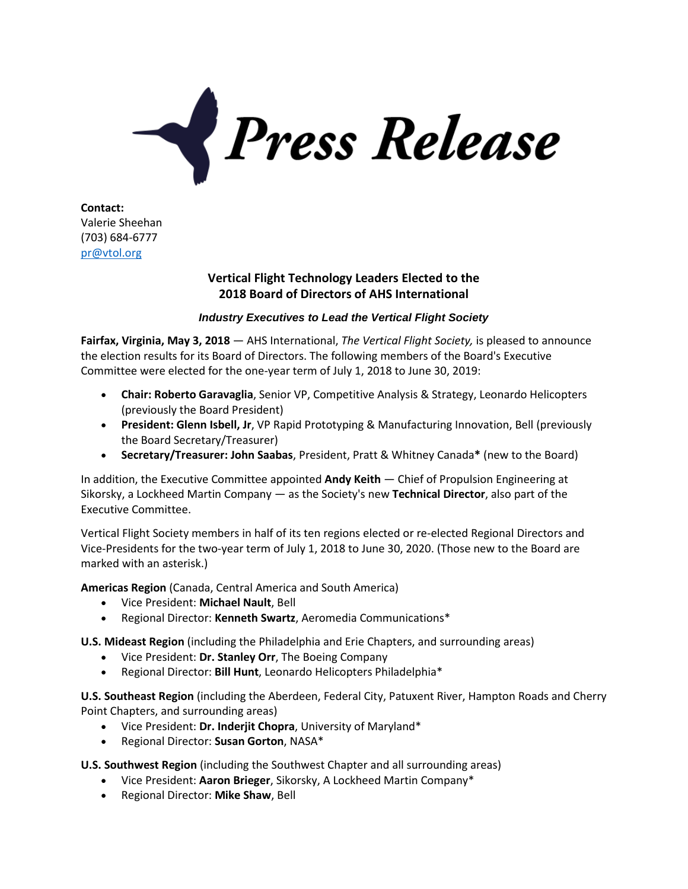# Press Release

**Contact:**
Valerie Sheehan
(703) 684-6777
pr@vtol.org

## Vertical Flight Technology Leaders Elected to the 2018 Board of Directors of AHS International

### *Industry Executives to Lead the Vertical Flight Society*

**Fairfax, Virginia, May 3, 2018** — AHS International, *The Vertical Flight Society,* is pleased to announce the election results for its Board of Directors. The following members of the Board's Executive Committee were elected for the one-year term of July 1, 2018 to June 30, 2019:

- **Chair: Roberto Garavaglia**, Senior VP, Competitive Analysis & Strategy, Leonardo Helicopters (previously the Board President)
- **President: Glenn Isbell, Jr**, VP Rapid Prototyping & Manufacturing Innovation, Bell (previously the Board Secretary/Treasurer)
- **Secretary/Treasurer: John Saabas**, President, Pratt & Whitney Canada**\*** (new to the Board)

In addition, the Executive Committee appointed **Andy Keith** — Chief of Propulsion Engineering at Sikorsky, a Lockheed Martin Company — as the Society's new **Technical Director**, also part of the Executive Committee.

Vertical Flight Society members in half of its ten regions elected or re-elected Regional Directors and Vice-Presidents for the two-year term of July 1, 2018 to June 30, 2020. (Those new to the Board are marked with an asterisk.)

**Americas Region** (Canada, Central America and South America)

- Vice President: **Michael Nault**, Bell
- Regional Director: **Kenneth Swartz**, Aeromedia Communications*

**U.S. Mideast Region** (including the Philadelphia and Erie Chapters, and surrounding areas)

- Vice President: **Dr. Stanley Orr**, The Boeing Company
- Regional Director: **Bill Hunt**, Leonardo Helicopters Philadelphia*

**U.S. Southeast Region** (including the Aberdeen, Federal City, Patuxent River, Hampton Roads and Cherry Point Chapters, and surrounding areas)

- Vice President: **Dr. Inderjit Chopra**, University of Maryland*
- Regional Director: **Susan Gorton**, NASA*

**U.S. Southwest Region** (including the Southwest Chapter and all surrounding areas)

- Vice President: **Aaron Brieger**, Sikorsky, A Lockheed Martin Company*
- Regional Director: **Mike Shaw**, Bell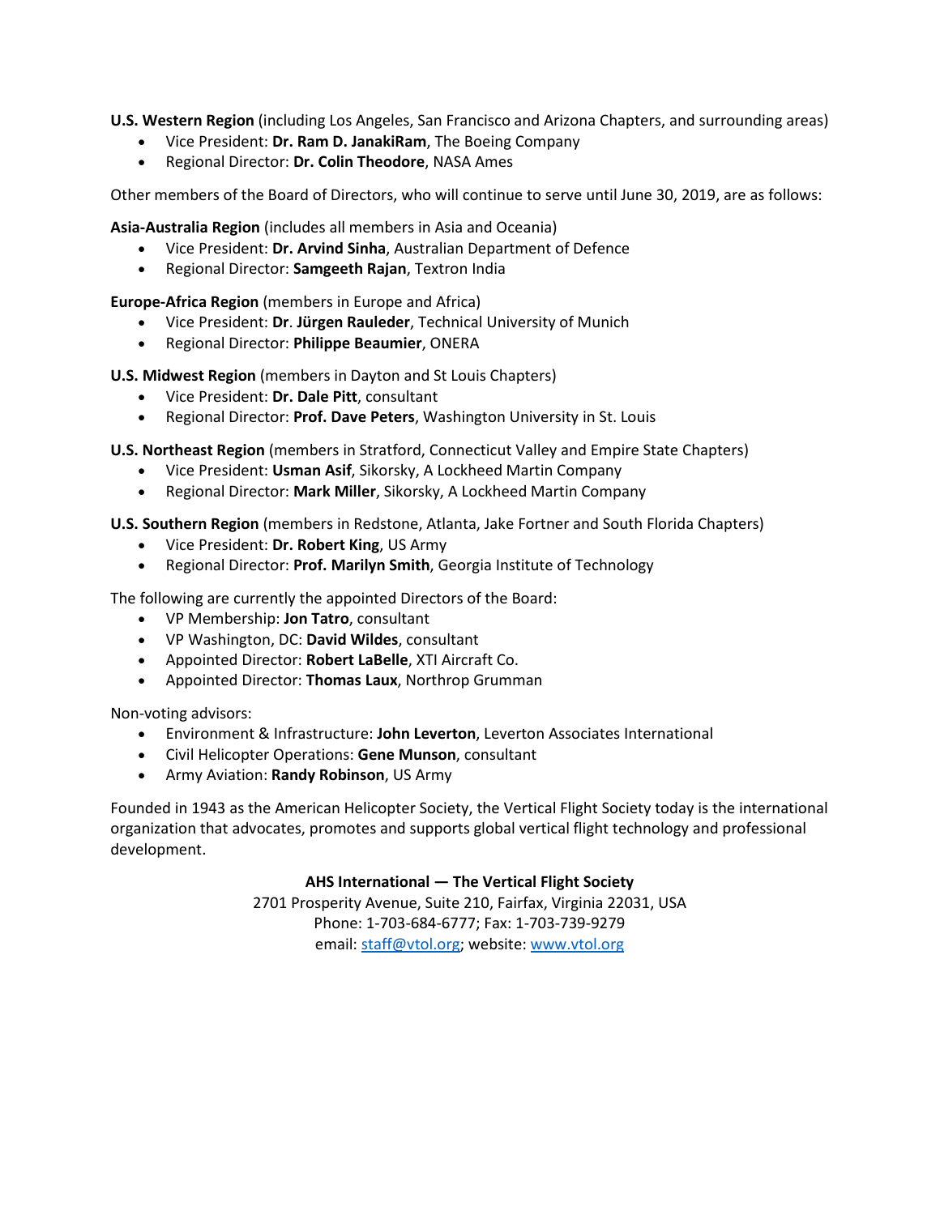**U.S. Western Region** (including Los Angeles, San Francisco and Arizona Chapters, and surrounding areas)

- Vice President: **Dr. Ram D. JanakiRam**, The Boeing Company
- Regional Director: **Dr. Colin Theodore**, NASA Ames

Other members of the Board of Directors, who will continue to serve until June 30, 2019, are as follows:

**Asia-Australia Region** (includes all members in Asia and Oceania)

- Vice President: **Dr. Arvind Sinha**, Australian Department of Defence
- Regional Director: **Samgeeth Rajan**, Textron India

**Europe-Africa Region** (members in Europe and Africa)

- Vice President: **Dr**. **Jürgen Rauleder**, Technical University of Munich
- Regional Director: **Philippe Beaumier**, ONERA

**U.S. Midwest Region** (members in Dayton and St Louis Chapters)

- Vice President: **Dr. Dale Pitt**, consultant
- Regional Director: **Prof. Dave Peters**, Washington University in St. Louis

**U.S. Northeast Region** (members in Stratford, Connecticut Valley and Empire State Chapters)

- Vice President: **Usman Asif**, Sikorsky, A Lockheed Martin Company
- Regional Director: **Mark Miller**, Sikorsky, A Lockheed Martin Company

**U.S. Southern Region** (members in Redstone, Atlanta, Jake Fortner and South Florida Chapters)

- Vice President: **Dr. Robert King**, US Army
- Regional Director: **Prof. Marilyn Smith**, Georgia Institute of Technology

The following are currently the appointed Directors of the Board:

- VP Membership: **Jon Tatro**, consultant
- VP Washington, DC: **David Wildes**, consultant
- Appointed Director: **Robert LaBelle**, XTI Aircraft Co.
- Appointed Director: **Thomas Laux**, Northrop Grumman

Non-voting advisors:

- Environment & Infrastructure: **John Leverton**, Leverton Associates International
- Civil Helicopter Operations: **Gene Munson**, consultant
- Army Aviation: **Randy Robinson**, US Army

Founded in 1943 as the American Helicopter Society, the Vertical Flight Society today is the international organization that advocates, promotes and supports global vertical flight technology and professional development.

**AHS International — The Vertical Flight Society**
2701 Prosperity Avenue, Suite 210, Fairfax, Virginia 22031, USA
Phone: 1-703-684-6777; Fax: 1-703-739-9279
email: staff@vtol.org; website: www.vtol.org